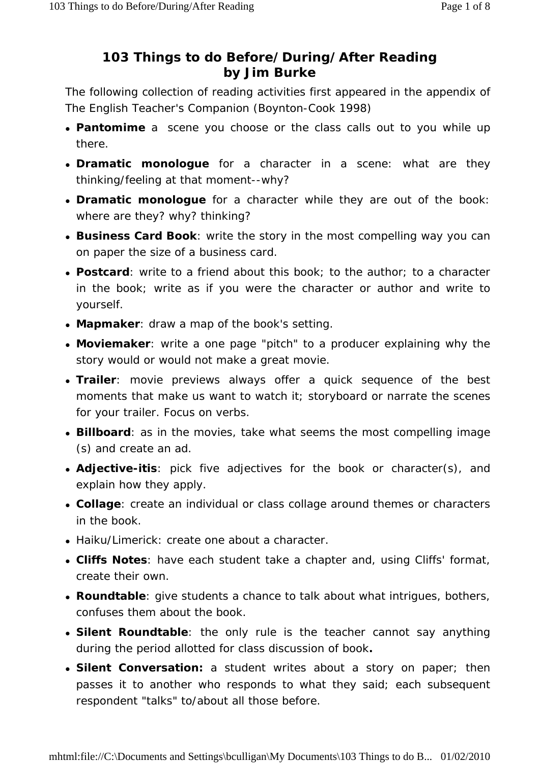# 103 Things to do Before/During/After Reading
## by Jim Burke

The following collection of reading activities first appeared in the appendix of The English Teacher's Companion (Boynton-Cook 1998)

- **Pantomime** a scene you choose or the class calls out to you while up there.
- **Dramatic monologue** for a character in a scene: what are they thinking/feeling at that moment--why?
- **Dramatic monologue** for a character while they are out of the book: where are they? why? thinking?
- **Business Card Book**: write the story in the most compelling way you can on paper the size of a business card.
- **Postcard**: write to a friend about this book; to the author; to a character in the book; write as if you were the character or author and write to yourself.
- **Mapmaker**: draw a map of the book's setting.
- **Moviemaker**: write a one page "pitch" to a producer explaining why the story would or would not make a great movie.
- **Trailer**: movie previews always offer a quick sequence of the best moments that make us want to watch it; storyboard or narrate the scenes for your trailer. Focus on verbs.
- **Billboard**: as in the movies, take what seems the most compelling image (s) and create an ad.
- **Adjective-itis**: pick five adjectives for the book or character(s), and explain how they apply.
- **Collage**: create an individual or class collage around themes or characters in the book.
- Haiku/Limerick: create one about a character.
- **Cliffs Notes**: have each student take a chapter and, using Cliffs' format, create their own.
- **Roundtable**: give students a chance to talk about what intrigues, bothers, confuses them about the book.
- **Silent Roundtable**: the only rule is the teacher cannot say anything during the period allotted for class discussion of book**.**
- **Silent Conversation:** a student writes about a story on paper; then passes it to another who responds to what they said; each subsequent respondent "talks" to/about all those before.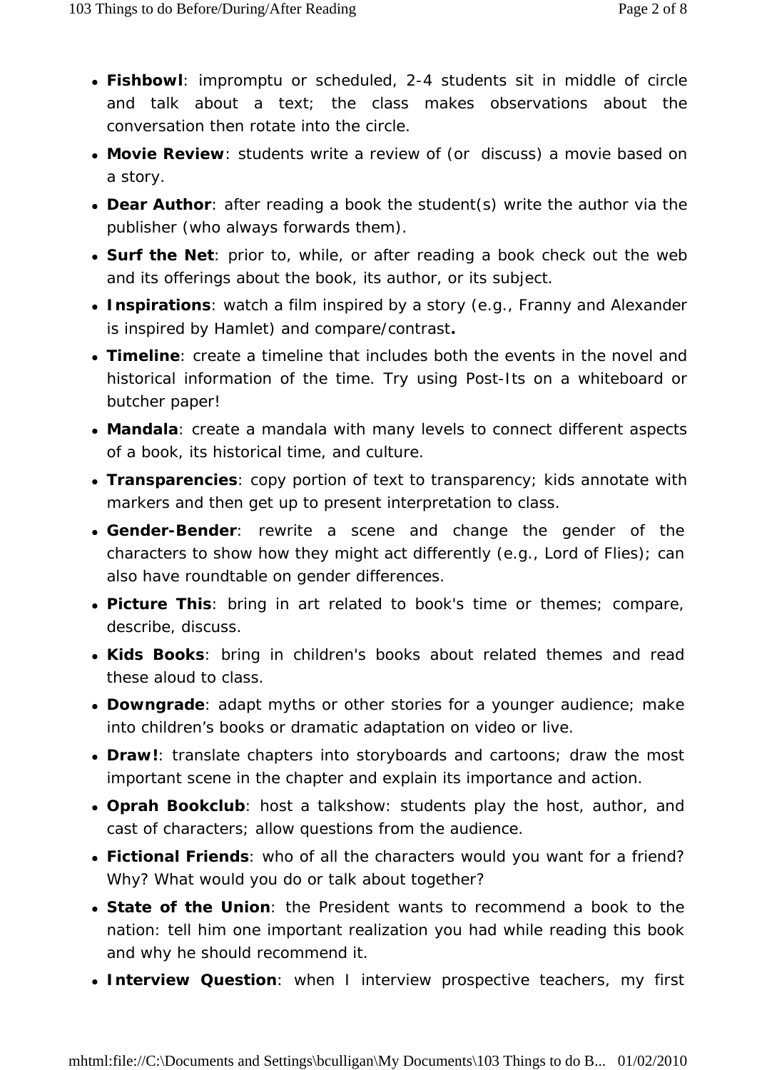- **Fishbowl**: impromptu or scheduled, 2-4 students sit in middle of circle and talk about a text; the class makes observations about the conversation then rotate into the circle.
- **Movie Review**: students write a review of (or  discuss) a movie based on a story.
- **Dear Author**: after reading a book the student(s) write the author via the publisher (who always forwards them).
- **Surf the Net**: prior to, while, or after reading a book check out the web and its offerings about the book, its author, or its subject.
- **Inspirations**: watch a film inspired by a story (e.g., Franny and Alexander is inspired by Hamlet) and compare/contrast**.**
- **Timeline**: create a timeline that includes both the events in the novel and historical information of the time. Try using Post-Its on a whiteboard or butcher paper!
- **Mandala**: create a mandala with many levels to connect different aspects of a book, its historical time, and culture.
- **Transparencies**: copy portion of text to transparency; kids annotate with markers and then get up to present interpretation to class.
- **Gender-Bender**: rewrite a scene and change the gender of the characters to show how they might act differently (e.g., Lord of Flies); can also have roundtable on gender differences.
- **Picture This**: bring in art related to book's time or themes; compare, describe, discuss.
- **Kids Books**: bring in children's books about related themes and read these aloud to class.
- **Downgrade**: adapt myths or other stories for a younger audience; make into children's books or dramatic adaptation on video or live.
- **Draw!**: translate chapters into storyboards and cartoons; draw the most important scene in the chapter and explain its importance and action.
- **Oprah Bookclub**: host a talkshow: students play the host, author, and cast of characters; allow questions from the audience.
- **Fictional Friends**: who of all the characters would you want for a friend? Why? What would you do or talk about together?
- **State of the Union**: the President wants to recommend a book to the nation: tell him one important realization you had while reading this book and why he should recommend it.
- **Interview Question**: when I interview prospective teachers, my first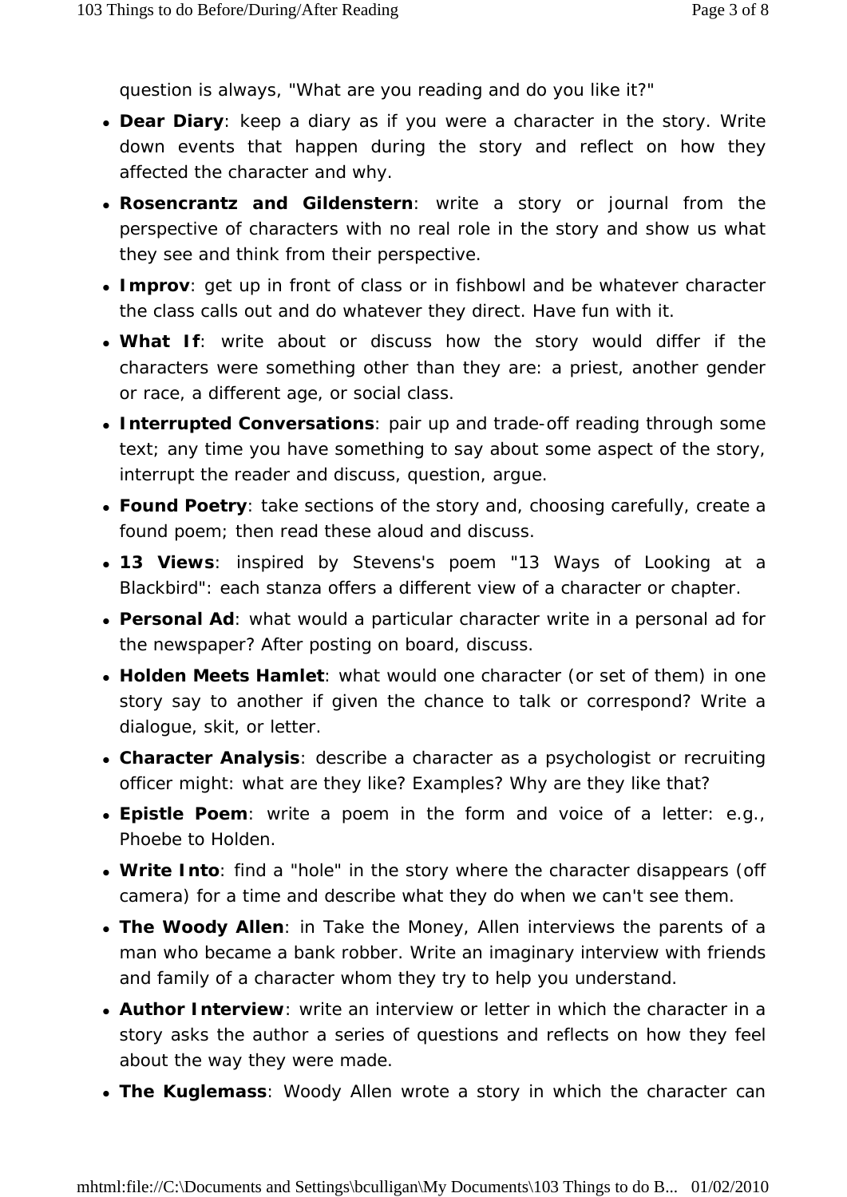question is always, "What are you reading and do you like it?"

- **Dear Diary**: keep a diary as if you were a character in the story. Write down events that happen during the story and reflect on how they affected the character and why.
- **Rosencrantz and Gildenstern**: write a story or journal from the perspective of characters with no real role in the story and show us what they see and think from their perspective.
- **Improv**: get up in front of class or in fishbowl and be whatever character the class calls out and do whatever they direct. Have fun with it.
- **What If**: write about or discuss how the story would differ if the characters were something other than they are: a priest, another gender or race, a different age, or social class.
- **Interrupted Conversations**: pair up and trade-off reading through some text; any time you have something to say about some aspect of the story, interrupt the reader and discuss, question, argue.
- **Found Poetry**: take sections of the story and, choosing carefully, create a found poem; then read these aloud and discuss.
- **13 Views**: inspired by Stevens's poem "13 Ways of Looking at a Blackbird": each stanza offers a different view of a character or chapter.
- **Personal Ad**: what would a particular character write in a personal ad for the newspaper? After posting on board, discuss.
- **Holden Meets Hamlet**: what would one character (or set of them) in one story say to another if given the chance to talk or correspond? Write a dialogue, skit, or letter.
- **Character Analysis**: describe a character as a psychologist or recruiting officer might: what are they like? Examples? Why are they like that?
- **Epistle Poem**: write a poem in the form and voice of a letter: e.g., Phoebe to Holden.
- **Write Into**: find a "hole" in the story where the character disappears (off camera) for a time and describe what they do when we can't see them.
- **The Woody Allen**: in Take the Money, Allen interviews the parents of a man who became a bank robber. Write an imaginary interview with friends and family of a character whom they try to help you understand.
- **Author Interview**: write an interview or letter in which the character in a story asks the author a series of questions and reflects on how they feel about the way they were made.
- **The Kuglemass**: Woody Allen wrote a story in which the character can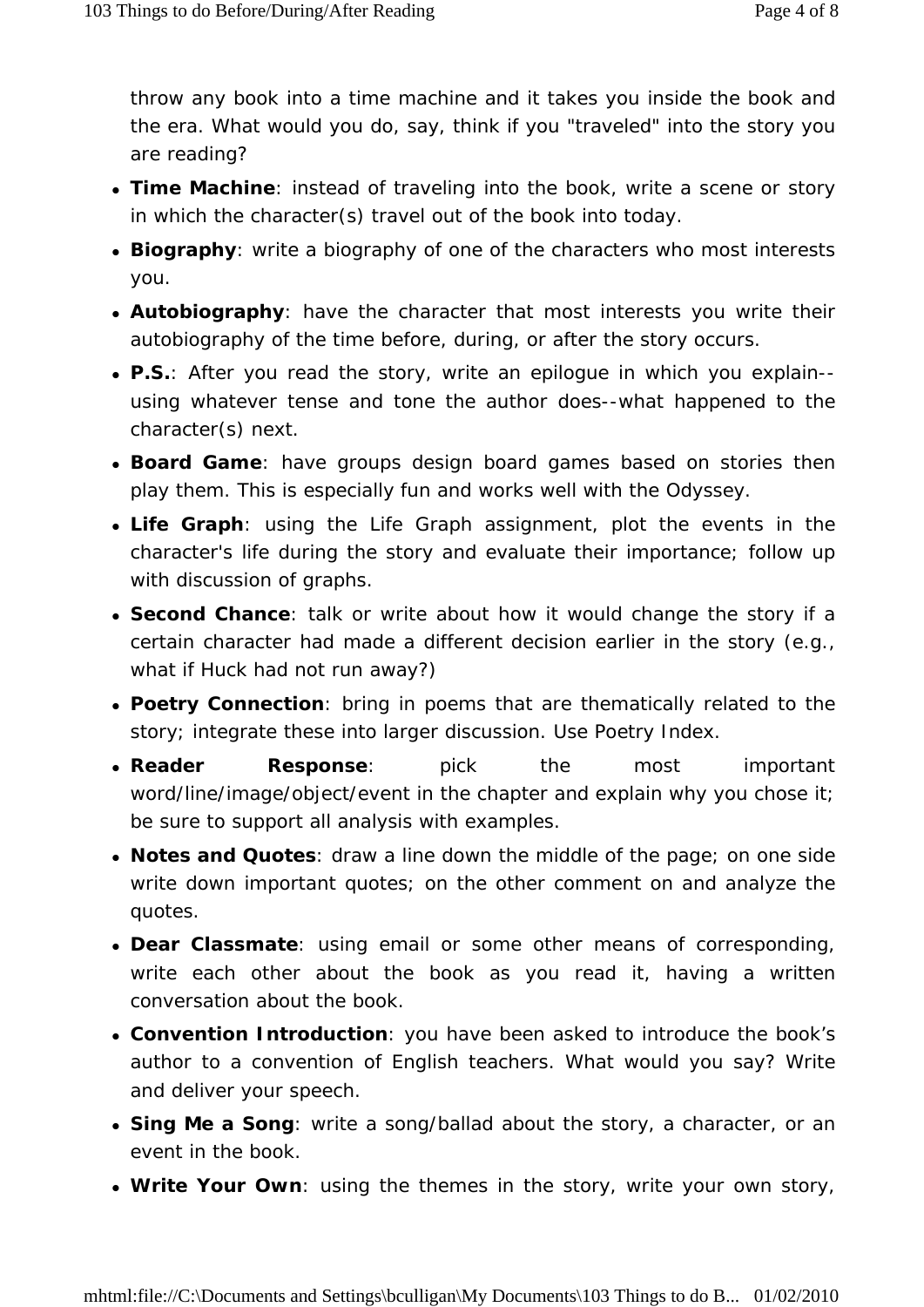throw any book into a time machine and it takes you inside the book and the era. What would you do, say, think if you "traveled" into the story you are reading?

- **Time Machine**: instead of traveling into the book, write a scene or story in which the character(s) travel out of the book into today.
- **Biography**: write a biography of one of the characters who most interests you.
- **Autobiography**: have the character that most interests you write their autobiography of the time before, during, or after the story occurs.
- **P.S.**: After you read the story, write an epilogue in which you explain--using whatever tense and tone the author does--what happened to the character(s) next.
- **Board Game**: have groups design board games based on stories then play them. This is especially fun and works well with the Odyssey.
- **Life Graph**: using the Life Graph assignment, plot the events in the character's life during the story and evaluate their importance; follow up with discussion of graphs.
- **Second Chance**: talk or write about how it would change the story if a certain character had made a different decision earlier in the story (e.g., what if Huck had not run away?)
- **Poetry Connection**: bring in poems that are thematically related to the story; integrate these into larger discussion. Use Poetry Index.
- **Reader Response**: pick the most important word/line/image/object/event in the chapter and explain why you chose it; be sure to support all analysis with examples.
- **Notes and Quotes**: draw a line down the middle of the page; on one side write down important quotes; on the other comment on and analyze the quotes.
- **Dear Classmate**: using email or some other means of corresponding, write each other about the book as you read it, having a written conversation about the book.
- **Convention Introduction**: you have been asked to introduce the book's author to a convention of English teachers. What would you say? Write and deliver your speech.
- **Sing Me a Song**: write a song/ballad about the story, a character, or an event in the book.
- **Write Your Own**: using the themes in the story, write your own story,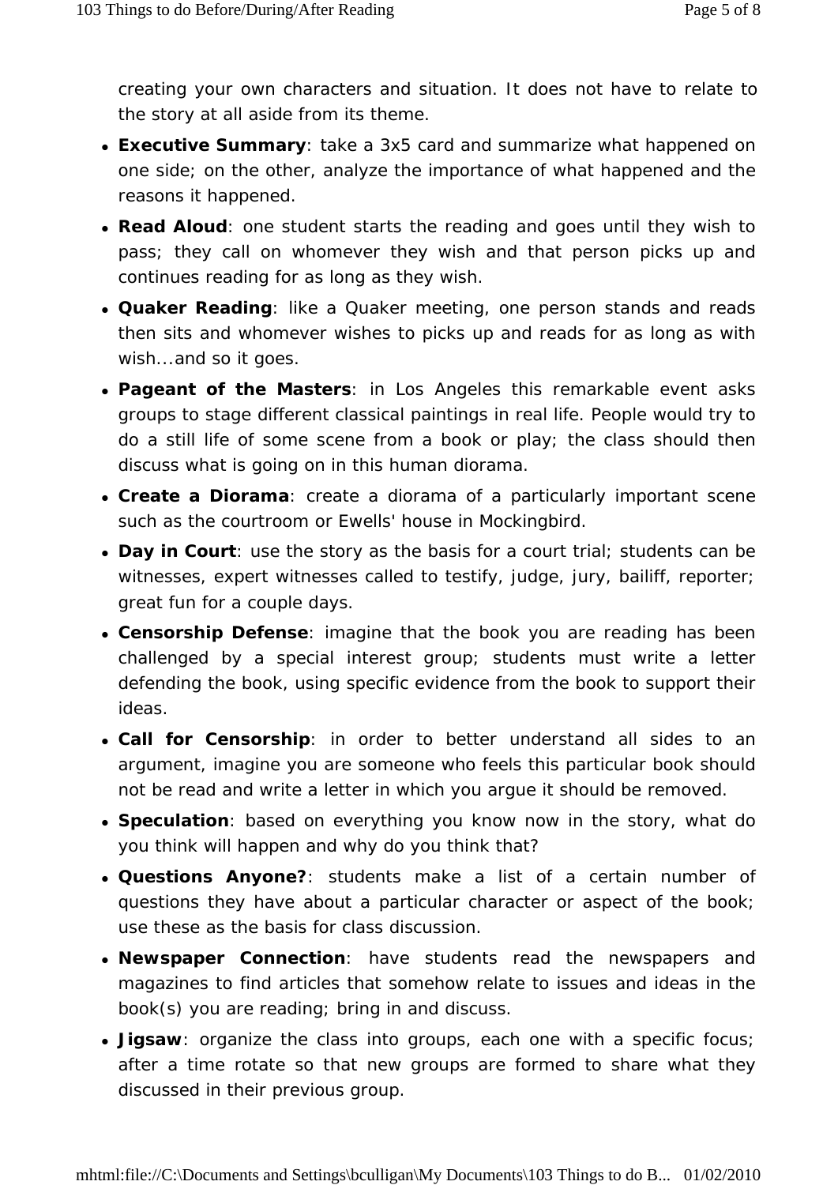creating your own characters and situation. It does not have to relate to the story at all aside from its theme.

- **Executive Summary**: take a 3x5 card and summarize what happened on one side; on the other, analyze the importance of what happened and the reasons it happened.
- **Read Aloud**: one student starts the reading and goes until they wish to pass; they call on whomever they wish and that person picks up and continues reading for as long as they wish.
- **Quaker Reading**: like a Quaker meeting, one person stands and reads then sits and whomever wishes to picks up and reads for as long as with wish...and so it goes.
- **Pageant of the Masters**: in Los Angeles this remarkable event asks groups to stage different classical paintings in real life. People would try to do a still life of some scene from a book or play; the class should then discuss what is going on in this human diorama.
- **Create a Diorama**: create a diorama of a particularly important scene such as the courtroom or Ewells' house in Mockingbird.
- **Day in Court**: use the story as the basis for a court trial; students can be witnesses, expert witnesses called to testify, judge, jury, bailiff, reporter; great fun for a couple days.
- **Censorship Defense**: imagine that the book you are reading has been challenged by a special interest group; students must write a letter defending the book, using specific evidence from the book to support their ideas.
- **Call for Censorship**: in order to better understand all sides to an argument, imagine you are someone who feels this particular book should not be read and write a letter in which you argue it should be removed.
- **Speculation**: based on everything you know now in the story, what do you think will happen and why do you think that?
- **Questions Anyone?**: students make a list of a certain number of questions they have about a particular character or aspect of the book; use these as the basis for class discussion.
- **Newspaper Connection**: have students read the newspapers and magazines to find articles that somehow relate to issues and ideas in the book(s) you are reading; bring in and discuss.
- **Jigsaw**: organize the class into groups, each one with a specific focus; after a time rotate so that new groups are formed to share what they discussed in their previous group.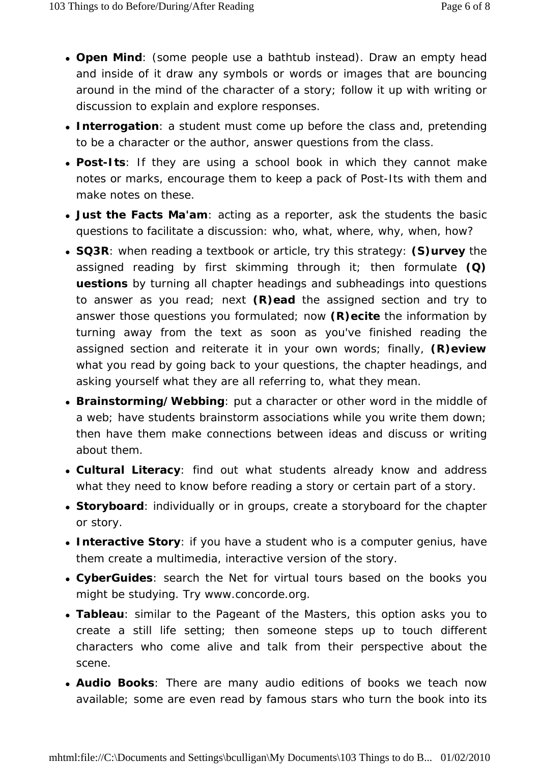- **Open Mind**: (some people use a bathtub instead). Draw an empty head and inside of it draw any symbols or words or images that are bouncing around in the mind of the character of a story; follow it up with writing or discussion to explain and explore responses.
- **Interrogation**: a student must come up before the class and, pretending to be a character or the author, answer questions from the class.
- **Post-Its**: If they are using a school book in which they cannot make notes or marks, encourage them to keep a pack of Post-Its with them and make notes on these.
- **Just the Facts Ma'am**: acting as a reporter, ask the students the basic questions to facilitate a discussion: who, what, where, why, when, how?
- **SQ3R**: when reading a textbook or article, try this strategy: **(S)urvey** the assigned reading by first skimming through it; then formulate **(Q)uestions** by turning all chapter headings and subheadings into questions to answer as you read; next **(R)ead** the assigned section and try to answer those questions you formulated; now **(R)ecite** the information by turning away from the text as soon as you've finished reading the assigned section and reiterate it in your own words; finally, **(R)eview** what you read by going back to your questions, the chapter headings, and asking yourself what they are all referring to, what they mean.
- **Brainstorming/Webbing**: put a character or other word in the middle of a web; have students brainstorm associations while you write them down; then have them make connections between ideas and discuss or writing about them.
- **Cultural Literacy**: find out what students already know and address what they need to know before reading a story or certain part of a story.
- **Storyboard**: individually or in groups, create a storyboard for the chapter or story.
- **Interactive Story**: if you have a student who is a computer genius, have them create a multimedia, interactive version of the story.
- **CyberGuides**: search the Net for virtual tours based on the books you might be studying. Try www.concorde.org.
- **Tableau**: similar to the Pageant of the Masters, this option asks you to create a still life setting; then someone steps up to touch different characters who come alive and talk from their perspective about the scene.
- **Audio Books**: There are many audio editions of books we teach now available; some are even read by famous stars who turn the book into its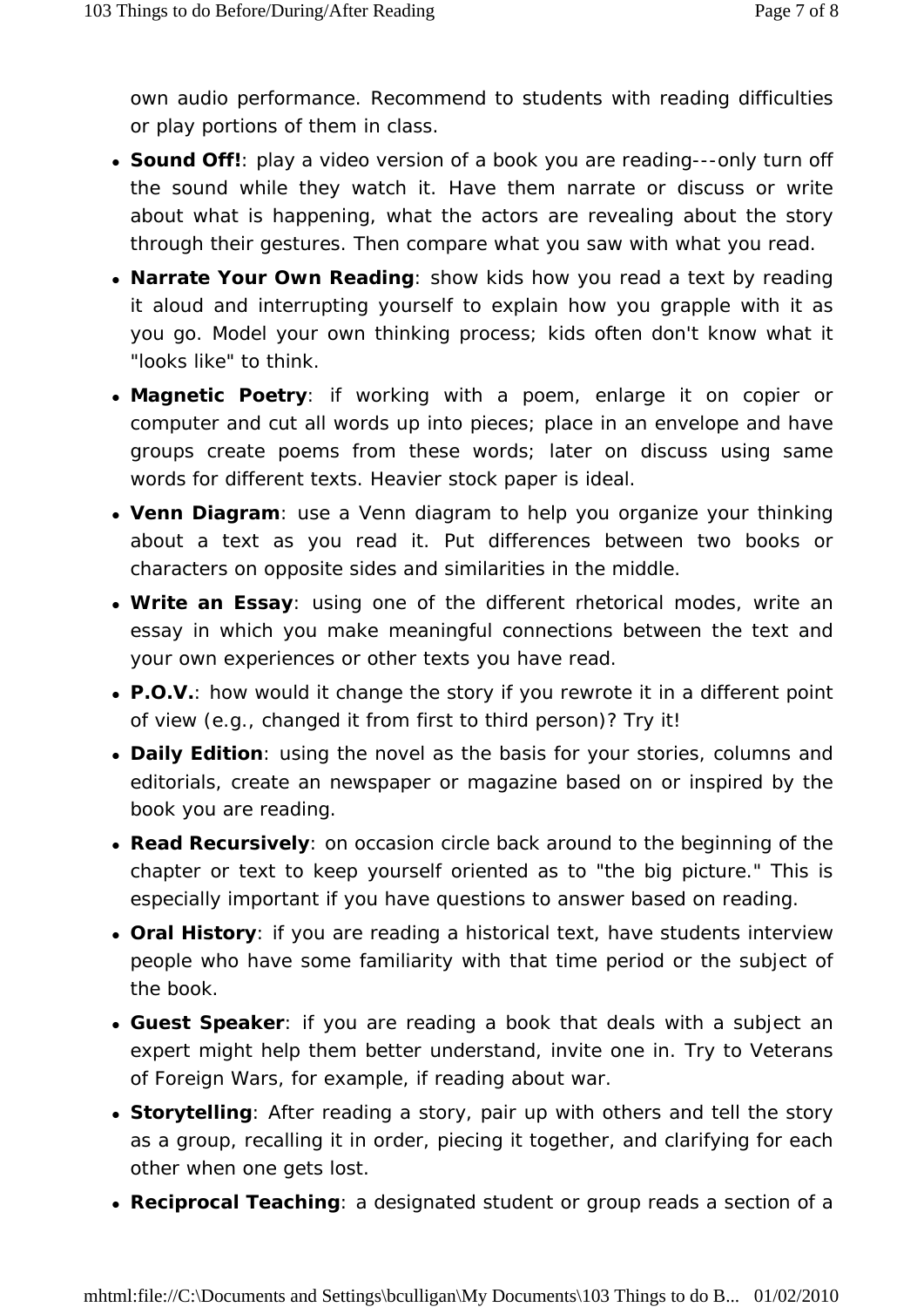own audio performance. Recommend to students with reading difficulties or play portions of them in class.

- **Sound Off!**: play a video version of a book you are reading---only turn off the sound while they watch it. Have them narrate or discuss or write about what is happening, what the actors are revealing about the story through their gestures. Then compare what you saw with what you read.
- **Narrate Your Own Reading**: show kids how you read a text by reading it aloud and interrupting yourself to explain how you grapple with it as you go. Model your own thinking process; kids often don't know what it "looks like" to think.
- **Magnetic Poetry**: if working with a poem, enlarge it on copier or computer and cut all words up into pieces; place in an envelope and have groups create poems from these words; later on discuss using same words for different texts. Heavier stock paper is ideal.
- **Venn Diagram**: use a Venn diagram to help you organize your thinking about a text as you read it. Put differences between two books or characters on opposite sides and similarities in the middle.
- **Write an Essay**: using one of the different rhetorical modes, write an essay in which you make meaningful connections between the text and your own experiences or other texts you have read.
- **P.O.V.**: how would it change the story if you rewrote it in a different point of view (e.g., changed it from first to third person)? Try it!
- **Daily Edition**: using the novel as the basis for your stories, columns and editorials, create an newspaper or magazine based on or inspired by the book you are reading.
- **Read Recursively**: on occasion circle back around to the beginning of the chapter or text to keep yourself oriented as to "the big picture." This is especially important if you have questions to answer based on reading.
- **Oral History**: if you are reading a historical text, have students interview people who have some familiarity with that time period or the subject of the book.
- **Guest Speaker**: if you are reading a book that deals with a subject an expert might help them better understand, invite one in. Try to Veterans of Foreign Wars, for example, if reading about war.
- **Storytelling**: After reading a story, pair up with others and tell the story as a group, recalling it in order, piecing it together, and clarifying for each other when one gets lost.
- **Reciprocal Teaching**: a designated student or group reads a section of a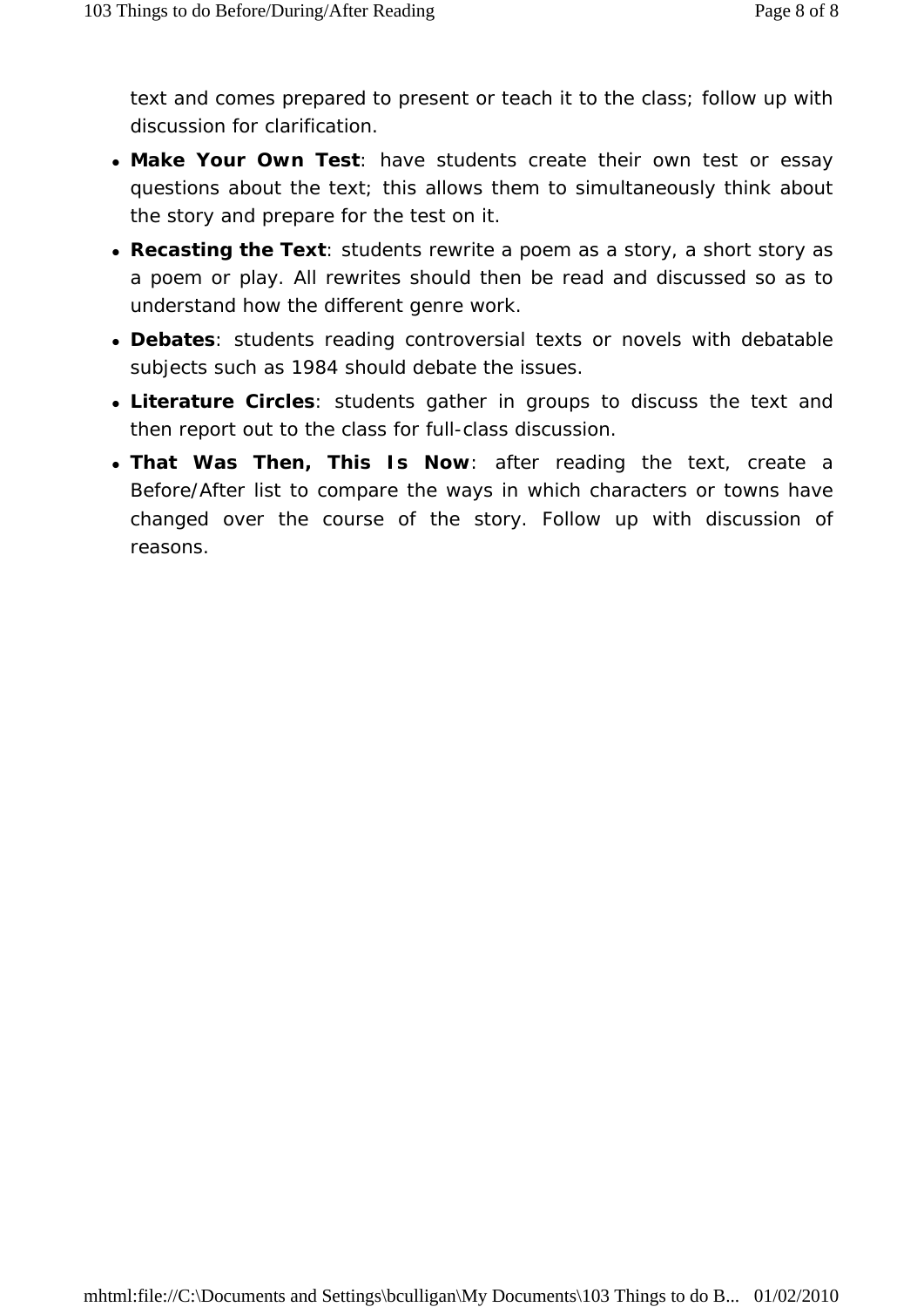text and comes prepared to present or teach it to the class; follow up with discussion for clarification.

- **Make Your Own Test**: have students create their own test or essay questions about the text; this allows them to simultaneously think about the story and prepare for the test on it.
- **Recasting the Text**: students rewrite a poem as a story, a short story as a poem or play. All rewrites should then be read and discussed so as to understand how the different genre work.
- **Debates**: students reading controversial texts or novels with debatable subjects such as 1984 should debate the issues.
- **Literature Circles**: students gather in groups to discuss the text and then report out to the class for full-class discussion.
- **That Was Then, This Is Now**: after reading the text, create a Before/After list to compare the ways in which characters or towns have changed over the course of the story. Follow up with discussion of reasons.